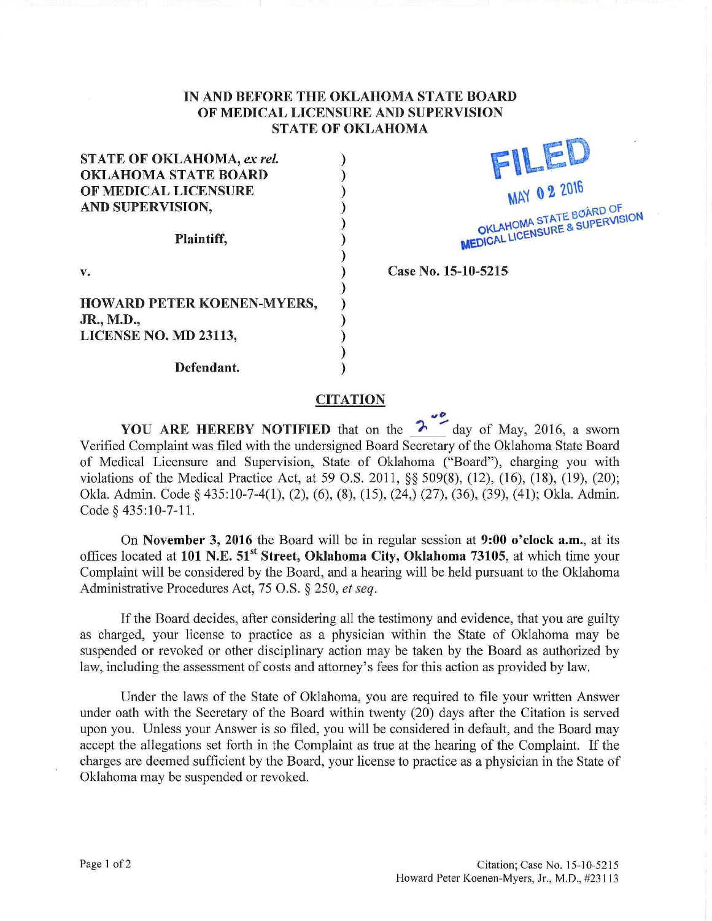**IN AND BEFORE THE OKLAHOMA STATE BOARD OF MEDICAL LICENSURE AND SUPERVISION STATE OF OKLAHOMA**

**STATE OF OKLAHOMA,** ***ex rel.*** **OKLAHOMA STATE BOARD OF MEDICAL LICENSURE AND SUPERVISION,**

**Plaintiff,**

v.

**HOWARD PETER KOENEN-MYERS, JR., M.D., LICENSE NO. MD 23113,**

**Defendant.**

FILED
MAY 02 2016
OKLAHOMA STATE BOARD OF MEDICAL LICENSURE & SUPERVISION

**Case No. 15-10-5215**

## CITATION

**YOU ARE HEREBY NOTIFIED** that on the 2nd day of May, 2016, a sworn Verified Complaint was filed with the undersigned Board Secretary of the Oklahoma State Board of Medical Licensure and Supervision, State of Oklahoma ("Board"), charging you with violations of the Medical Practice Act, at 59 O.S. 2011, §§ 509(8), (12), (16), (18), (19), (20); Okla. Admin. Code § 435:10-7-4(1), (2), (6), (8), (15), (24,) (27), (36), (39), (41); Okla. Admin. Code § 435:10-7-11.

On **November 3, 2016** the Board will be in regular session at **9:00 o'clock a.m.**, at its offices located at **101 N.E. 51st Street, Oklahoma City, Oklahoma 73105**, at which time your Complaint will be considered by the Board, and a hearing will be held pursuant to the Oklahoma Administrative Procedures Act, 75 O.S. § 250, *et seq*.

If the Board decides, after considering all the testimony and evidence, that you are guilty as charged, your license to practice as a physician within the State of Oklahoma may be suspended or revoked or other disciplinary action may be taken by the Board as authorized by law, including the assessment of costs and attorney's fees for this action as provided by law.

Under the laws of the State of Oklahoma, you are required to file your written Answer under oath with the Secretary of the Board within twenty (20) days after the Citation is served upon you. Unless your Answer is so filed, you will be considered in default, and the Board may accept the allegations set forth in the Complaint as true at the hearing of the Complaint. If the charges are deemed sufficient by the Board, your license to practice as a physician in the State of Oklahoma may be suspended or revoked.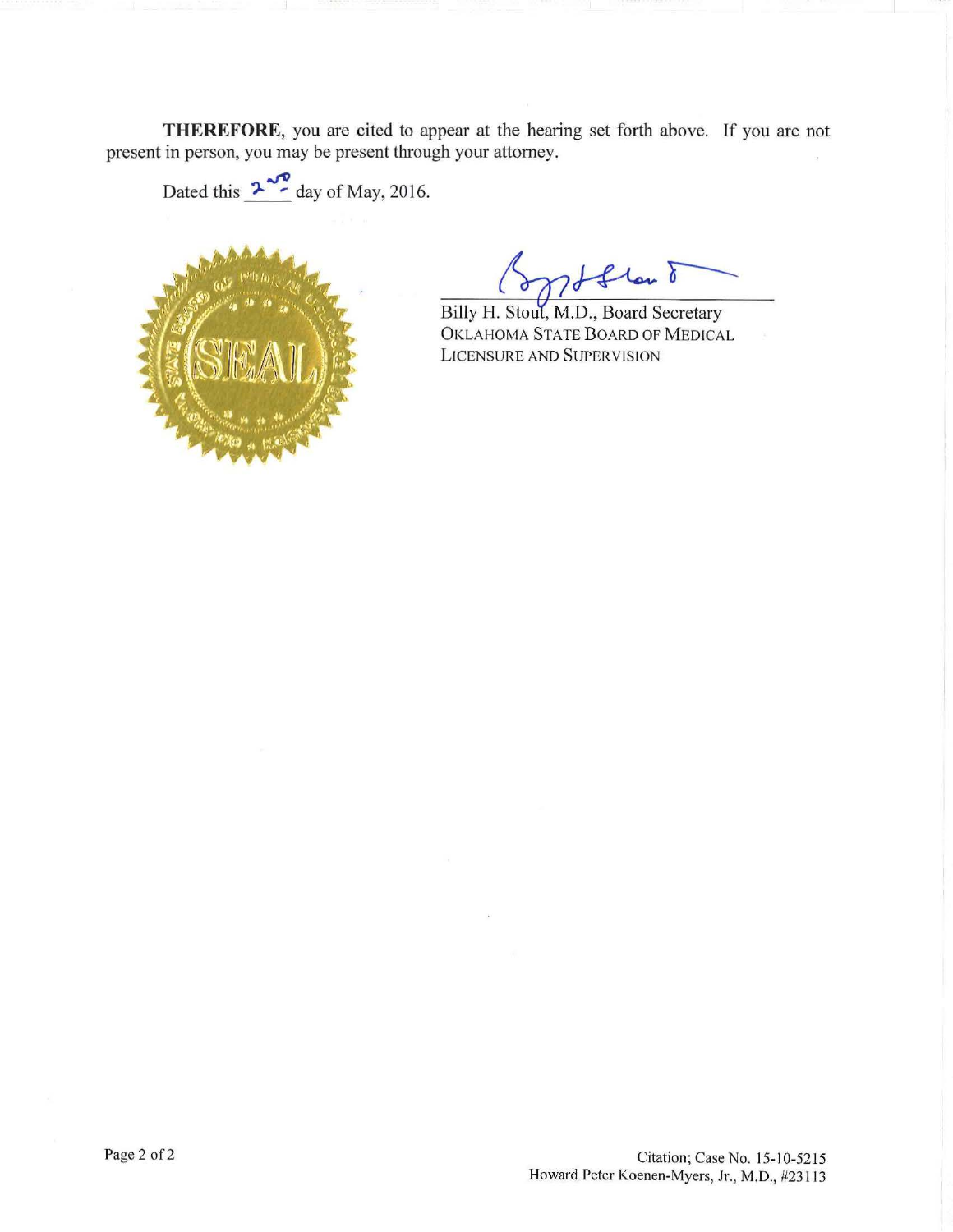**THEREFORE**, you are cited to appear at the hearing set forth above. If you are not present in person, you may be present through your attorney.

Dated this 2nd day of May, 2016.

Billy H. Stout, M.D., Board Secretary
OKLAHOMA STATE BOARD OF MEDICAL LICENSURE AND SUPERVISION

Citation; Case No. 15-10-5215
Howard Peter Koenen-Myers, Jr., M.D., #23113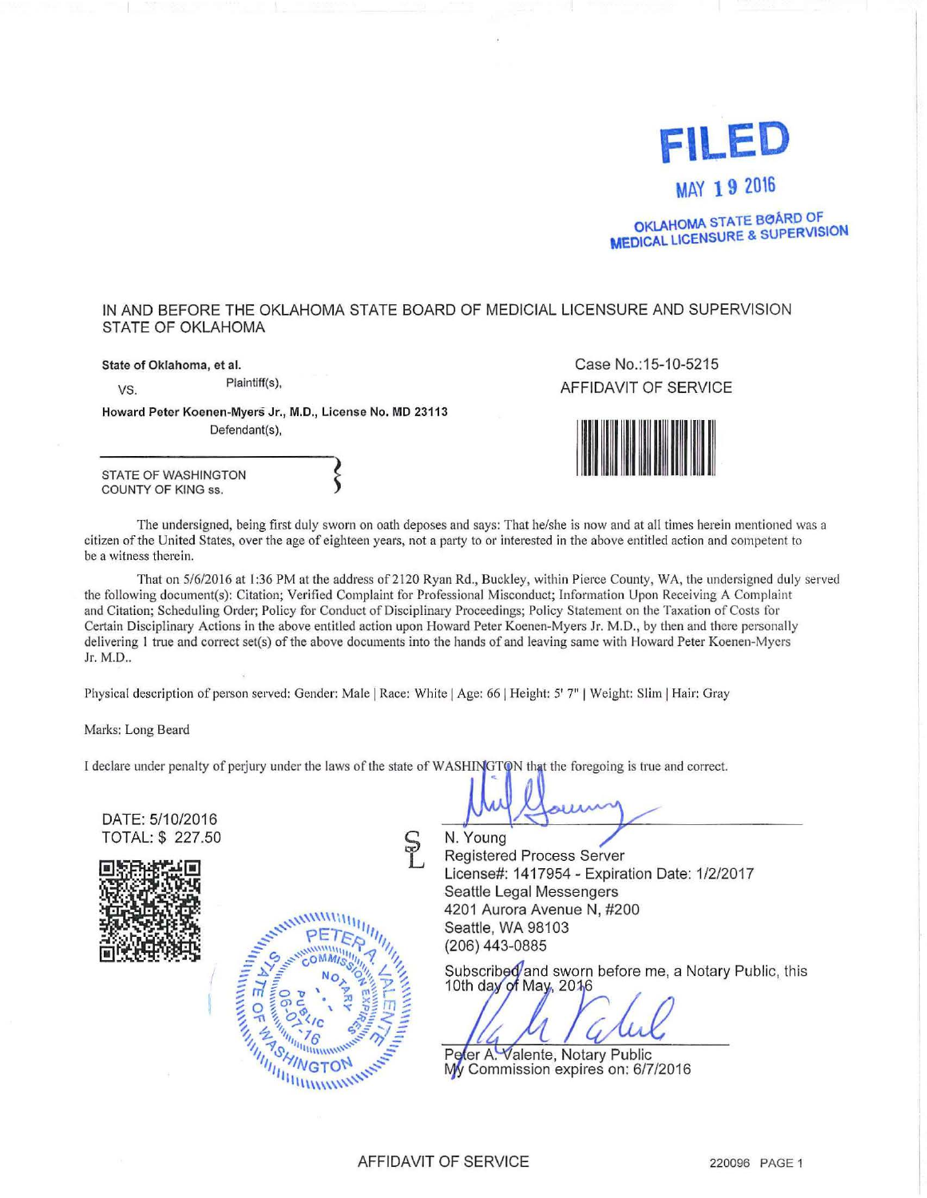**FILED**

MAY 19 2016

OKLAHOMA STATE BOARD OF MEDICAL LICENSURE & SUPERVISION

IN AND BEFORE THE OKLAHOMA STATE BOARD OF MEDICAL LICENSURE AND SUPERVISION
STATE OF OKLAHOMA

**State of Oklahoma, et al.**

Plaintiff(s),

VS.

**Howard Peter Koenen-Myers Jr., M.D., License No. MD 23113**

Defendant(s),

Case No.:15-10-5215

AFFIDAVIT OF SERVICE

STATE OF WASHINGTON
COUNTY OF KING ss.

The undersigned, being first duly sworn on oath deposes and says: That he/she is now and at all times herein mentioned was a citizen of the United States, over the age of eighteen years, not a party to or interested in the above entitled action and competent to be a witness therein.

That on 5/6/2016 at 1:36 PM at the address of 2120 Ryan Rd., Buckley, within Pierce County, WA, the undersigned duly served the following document(s): Citation; Verified Complaint for Professional Misconduct; Information Upon Receiving A Complaint and Citation; Scheduling Order; Policy for Conduct of Disciplinary Proceedings; Policy Statement on the Taxation of Costs for Certain Disciplinary Actions in the above entitled action upon Howard Peter Koenen-Myers Jr. M.D., by then and there personally delivering 1 true and correct set(s) of the above documents into the hands of and leaving same with Howard Peter Koenen-Myers Jr. M.D..

Physical description of person served: Gender: Male | Race: White | Age: 66 | Height: 5' 7" | Weight: Slim | Hair: Gray

Marks: Long Beard

I declare under penalty of perjury under the laws of the state of WASHINGTON that the foregoing is true and correct.

DATE: 5/10/2016
TOTAL: $ 227.50

N. Young
Registered Process Server
License#: 1417954 - Expiration Date: 1/2/2017
Seattle Legal Messengers
4201 Aurora Avenue N, #200
Seattle, WA 98103
(206) 443-0885

Subscribed and sworn before me, a Notary Public, this 10th day of May, 2016

Peter A. Valente, Notary Public
My Commission expires on: 6/7/2016

PETER A. VALENTE
NOTARY PUBLIC
STATE OF WASHINGTON
COMMISSION EXPIRES 06-07-16

AFFIDAVIT OF SERVICE

220096 PAGE 1